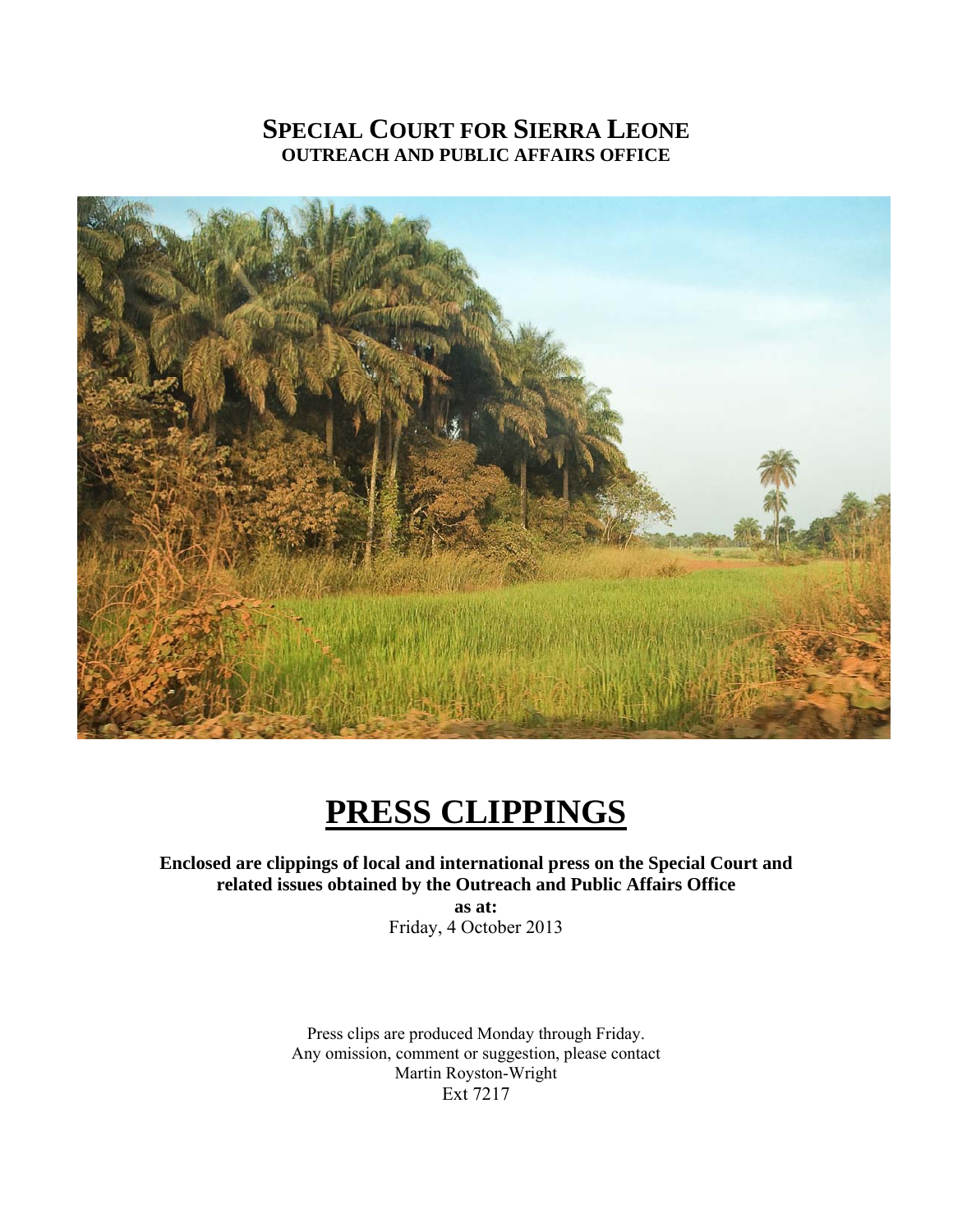# SPECIAL COURT FOR SIERRA LEONE
## OUTREACH AND PUBLIC AFFAIRS OFFICE

# PRESS CLIPPINGS

**Enclosed are clippings of local and international press on the Special Court and related issues obtained by the Outreach and Public Affairs Office**

**as at:**

Friday, 4 October 2013

Press clips are produced Monday through Friday.
Any omission, comment or suggestion, please contact
Martin Royston-Wright
Ext 7217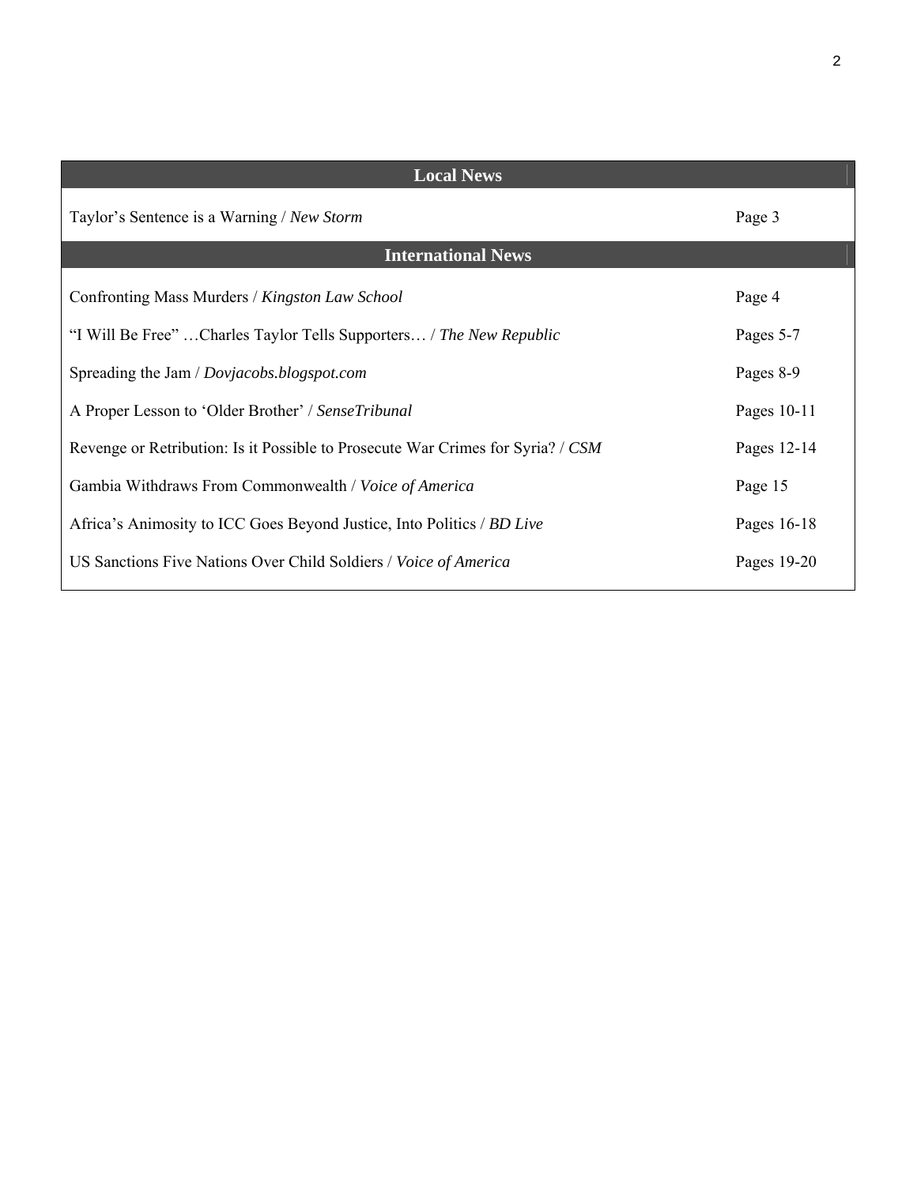| Local News | |
|---|---|
| Taylor's Sentence is a Warning / *New Storm* | Page 3 |
| **International News** | |
| Confronting Mass Murders / *Kingston Law School* | Page 4 |
| "I Will Be Free" …Charles Taylor Tells Supporters… / *The New Republic* | Pages 5-7 |
| Spreading the Jam / *Dovjacobs.blogspot.com* | Pages 8-9 |
| A Proper Lesson to 'Older Brother' / *SenseTribunal* | Pages 10-11 |
| Revenge or Retribution: Is it Possible to Prosecute War Crimes for Syria? / *CSM* | Pages 12-14 |
| Gambia Withdraws From Commonwealth / *Voice of America* | Page 15 |
| Africa's Animosity to ICC Goes Beyond Justice, Into Politics / *BD Live* | Pages 16-18 |
| US Sanctions Five Nations Over Child Soldiers / *Voice of America* | Pages 19-20 |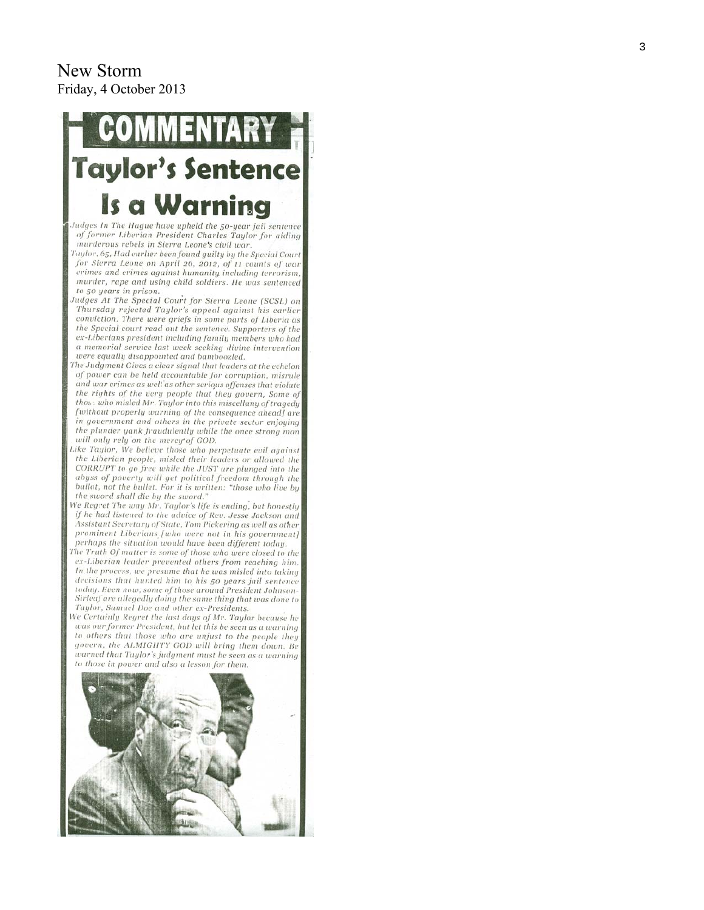New Storm
Friday, 4 October 2013

# COMMENTARY

# Taylor's Sentence Is a Warning

Judges In The Hague have upheld the 50-year jail sentence of former Liberian President Charles Taylor for aiding murderous rebels in Sierra Leone's civil war.

Taylor, 65, Had earlier been found guilty by the Special Court for Sierra Leone on April 26, 2012, of 11 counts of war crimes and crimes against humanity including terrorism, murder, rape and using child soldiers. He was sentenced to 50 years in prison.

Judges At The Special Court for Sierra Leone (SCSL) on Thursday rejected Taylor's appeal against his earlier conviction. There were griefs in some parts of Liberia as the Special court read out the sentence. Supporters of the ex-Liberians president including family members who had a memorial service last week seeking divine intervention were equally disappointed and bamboozled.

The Judgment Gives a clear signal that leaders at the echelon of power can be held accountable for corruption, misrule and war crimes as well as other serious offenses that violate the rights of the very people that they govern. Some of those who misled Mr. Taylor into this miscellany of tragedy [without properly warning of the consequence ahead] are in government and others in the private sector enjoying the plunder yank fraudulently while the once strong man will only rely on the mercy of GOD.

Like Taylor, We believe those who perpetuate evil against the Liberian people, misled their leaders or allowed the CORRUPT to go free while the JUST are plunged into the abyss of poverty will get political freedom through the ballot, not the bullet. For it is written: "those who live by the sword shall die by the sword."

We Regret The way Mr. Taylor's life is ending, but honestly if he had listened to the advice of Rev. Jesse Jackson and Assistant Secretary of State, Tom Pickering as well as other prominent Liberians [who were not in his government] perhaps the situation would have been different today.

The Truth Of matter is some of those who were closed to the ex-Liberian leader prevented others from reaching him. In the process, we presume that he was misled into taking decisions that hunted him to his 50 years jail sentence today. Even now, some of those around President Johnson-Sirleaf are allegedly doing the same thing that was done to Taylor, Samuel Doe and other ex-Presidents.

We Certainly Regret the last days of Mr. Taylor because he was our former President, but let this be seen as a warning to others that those who are unjust to the people they govern, the ALMIGHTY GOD will bring them down. Be warned that Taylor's judgment must be seen as a warning to those in power and also a lesson for them.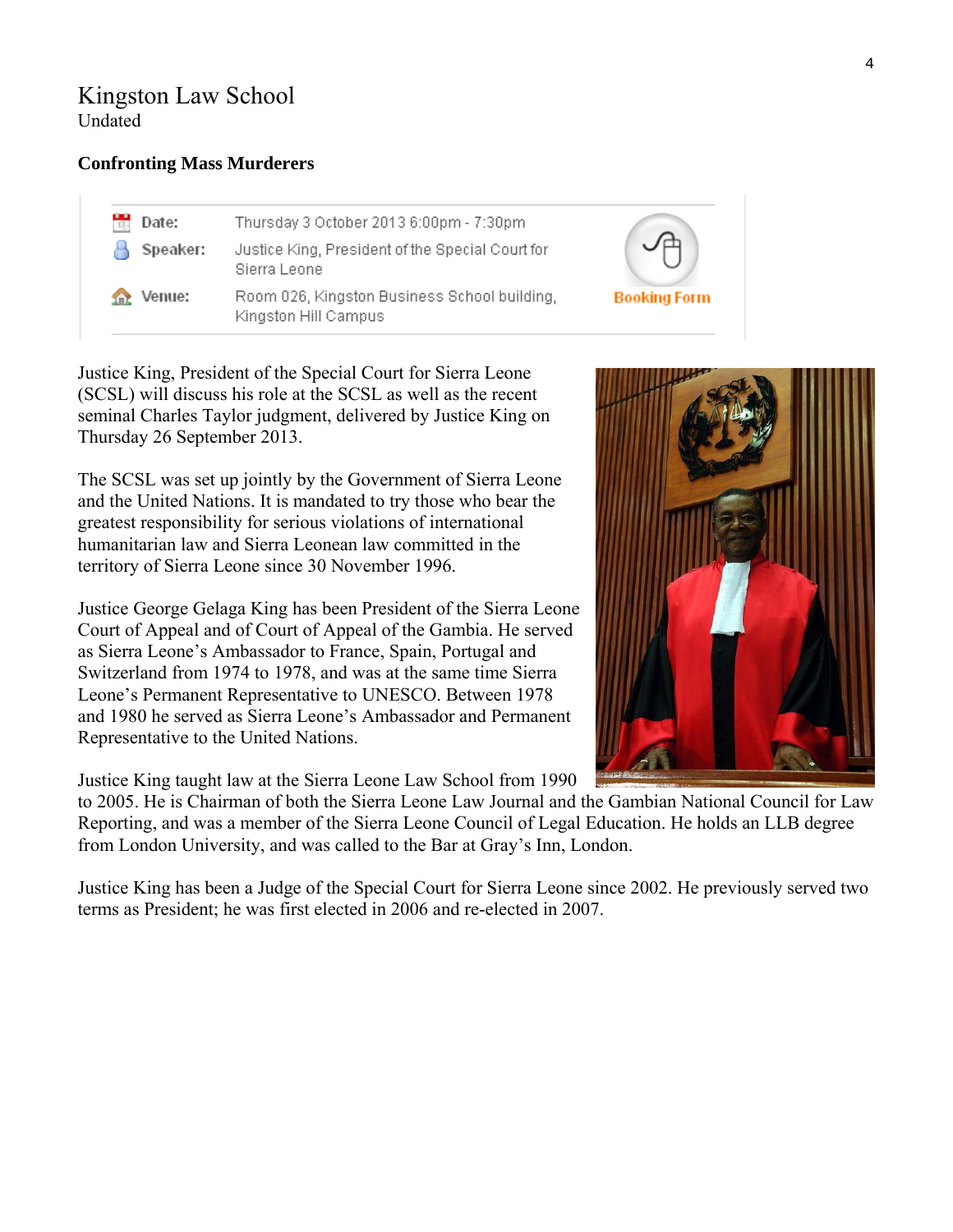# Kingston Law School

Undated

### Confronting Mass Murderers

| | |
|---|---|
| **Date:** | Thursday 3 October 2013 6:00pm - 7:30pm |
| **Speaker:** | Justice King, President of the Special Court for Sierra Leone |
| **Venue:** | Room 026, Kingston Business School building, Kingston Hill Campus |

Booking Form

Justice King, President of the Special Court for Sierra Leone (SCSL) will discuss his role at the SCSL as well as the recent seminal Charles Taylor judgment, delivered by Justice King on Thursday 26 September 2013.

The SCSL was set up jointly by the Government of Sierra Leone and the United Nations. It is mandated to try those who bear the greatest responsibility for serious violations of international humanitarian law and Sierra Leonean law committed in the territory of Sierra Leone since 30 November 1996.

Justice George Gelaga King has been President of the Sierra Leone Court of Appeal and of Court of Appeal of the Gambia. He served as Sierra Leone's Ambassador to France, Spain, Portugal and Switzerland from 1974 to 1978, and was at the same time Sierra Leone's Permanent Representative to UNESCO. Between 1978 and 1980 he served as Sierra Leone's Ambassador and Permanent Representative to the United Nations.

Justice King taught law at the Sierra Leone Law School from 1990 to 2005. He is Chairman of both the Sierra Leone Law Journal and the Gambian National Council for Law Reporting, and was a member of the Sierra Leone Council of Legal Education. He holds an LLB degree from London University, and was called to the Bar at Gray's Inn, London.

Justice King has been a Judge of the Special Court for Sierra Leone since 2002. He previously served two terms as President; he was first elected in 2006 and re-elected in 2007.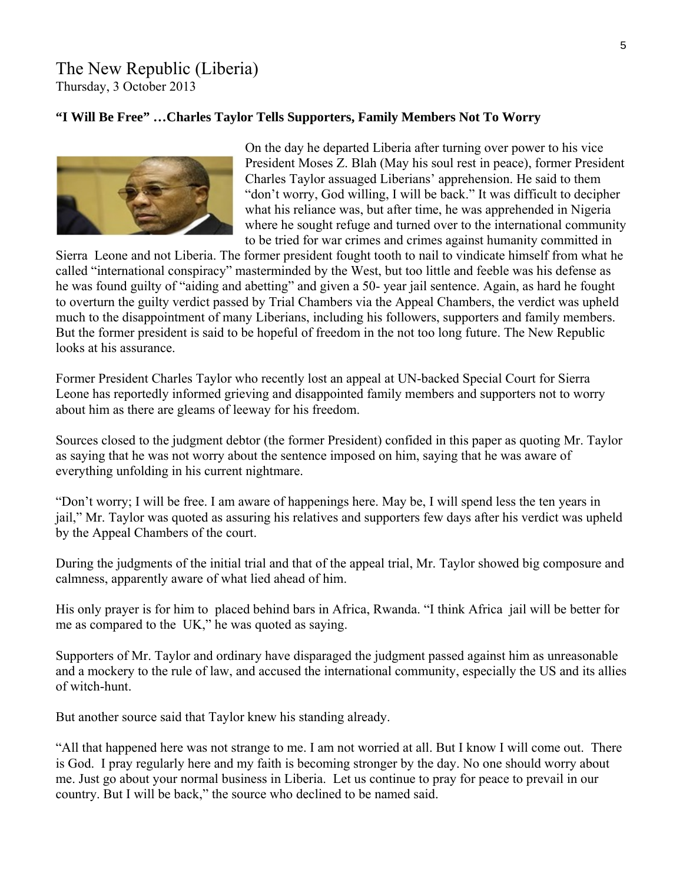# The New Republic (Liberia)

Thursday, 3 October 2013

**"I Will Be Free" …Charles Taylor Tells Supporters, Family Members Not To Worry**

On the day he departed Liberia after turning over power to his vice President Moses Z. Blah (May his soul rest in peace), former President Charles Taylor assuaged Liberians' apprehension. He said to them "don't worry, God willing, I will be back." It was difficult to decipher what his reliance was, but after time, he was apprehended in Nigeria where he sought refuge and turned over to the international community to be tried for war crimes and crimes against humanity committed in Sierra Leone and not Liberia. The former president fought tooth to nail to vindicate himself from what he called "international conspiracy" masterminded by the West, but too little and feeble was his defense as he was found guilty of "aiding and abetting" and given a 50- year jail sentence. Again, as hard he fought to overturn the guilty verdict passed by Trial Chambers via the Appeal Chambers, the verdict was upheld much to the disappointment of many Liberians, including his followers, supporters and family members. But the former president is said to be hopeful of freedom in the not too long future. The New Republic looks at his assurance.

Former President Charles Taylor who recently lost an appeal at UN-backed Special Court for Sierra Leone has reportedly informed grieving and disappointed family members and supporters not to worry about him as there are gleams of leeway for his freedom.

Sources closed to the judgment debtor (the former President) confided in this paper as quoting Mr. Taylor as saying that he was not worry about the sentence imposed on him, saying that he was aware of everything unfolding in his current nightmare.

"Don't worry; I will be free. I am aware of happenings here. May be, I will spend less the ten years in jail," Mr. Taylor was quoted as assuring his relatives and supporters few days after his verdict was upheld by the Appeal Chambers of the court.

During the judgments of the initial trial and that of the appeal trial, Mr. Taylor showed big composure and calmness, apparently aware of what lied ahead of him.

His only prayer is for him to placed behind bars in Africa, Rwanda. "I think Africa jail will be better for me as compared to the UK," he was quoted as saying.

Supporters of Mr. Taylor and ordinary have disparaged the judgment passed against him as unreasonable and a mockery to the rule of law, and accused the international community, especially the US and its allies of witch-hunt.

But another source said that Taylor knew his standing already.

"All that happened here was not strange to me. I am not worried at all. But I know I will come out. There is God. I pray regularly here and my faith is becoming stronger by the day. No one should worry about me. Just go about your normal business in Liberia. Let us continue to pray for peace to prevail in our country. But I will be back," the source who declined to be named said.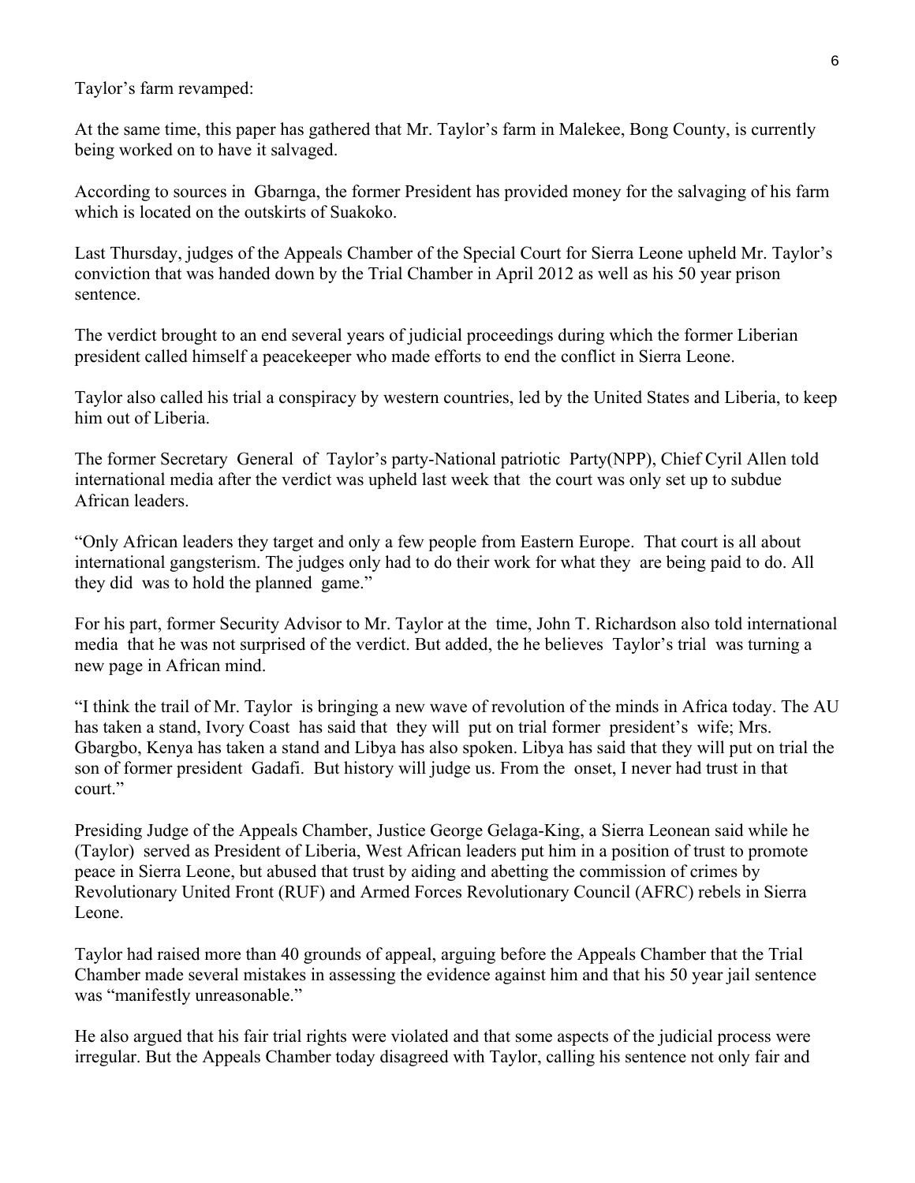Taylor's farm revamped:

At the same time, this paper has gathered that Mr. Taylor's farm in Malekee, Bong County, is currently being worked on to have it salvaged.

According to sources in Gbarnga, the former President has provided money for the salvaging of his farm which is located on the outskirts of Suakoko.

Last Thursday, judges of the Appeals Chamber of the Special Court for Sierra Leone upheld Mr. Taylor's conviction that was handed down by the Trial Chamber in April 2012 as well as his 50 year prison sentence.

The verdict brought to an end several years of judicial proceedings during which the former Liberian president called himself a peacekeeper who made efforts to end the conflict in Sierra Leone.

Taylor also called his trial a conspiracy by western countries, led by the United States and Liberia, to keep him out of Liberia.

The former Secretary General of Taylor's party-National patriotic Party(NPP), Chief Cyril Allen told international media after the verdict was upheld last week that the court was only set up to subdue African leaders.

"Only African leaders they target and only a few people from Eastern Europe. That court is all about international gangsterism. The judges only had to do their work for what they are being paid to do. All they did was to hold the planned game."

For his part, former Security Advisor to Mr. Taylor at the time, John T. Richardson also told international media that he was not surprised of the verdict. But added, the he believes Taylor's trial was turning a new page in African mind.

"I think the trail of Mr. Taylor is bringing a new wave of revolution of the minds in Africa today. The AU has taken a stand, Ivory Coast has said that they will put on trial former president's wife; Mrs. Gbargbo, Kenya has taken a stand and Libya has also spoken. Libya has said that they will put on trial the son of former president Gadafi. But history will judge us. From the onset, I never had trust in that court."

Presiding Judge of the Appeals Chamber, Justice George Gelaga-King, a Sierra Leonean said while he (Taylor) served as President of Liberia, West African leaders put him in a position of trust to promote peace in Sierra Leone, but abused that trust by aiding and abetting the commission of crimes by Revolutionary United Front (RUF) and Armed Forces Revolutionary Council (AFRC) rebels in Sierra Leone.

Taylor had raised more than 40 grounds of appeal, arguing before the Appeals Chamber that the Trial Chamber made several mistakes in assessing the evidence against him and that his 50 year jail sentence was "manifestly unreasonable."

He also argued that his fair trial rights were violated and that some aspects of the judicial process were irregular. But the Appeals Chamber today disagreed with Taylor, calling his sentence not only fair and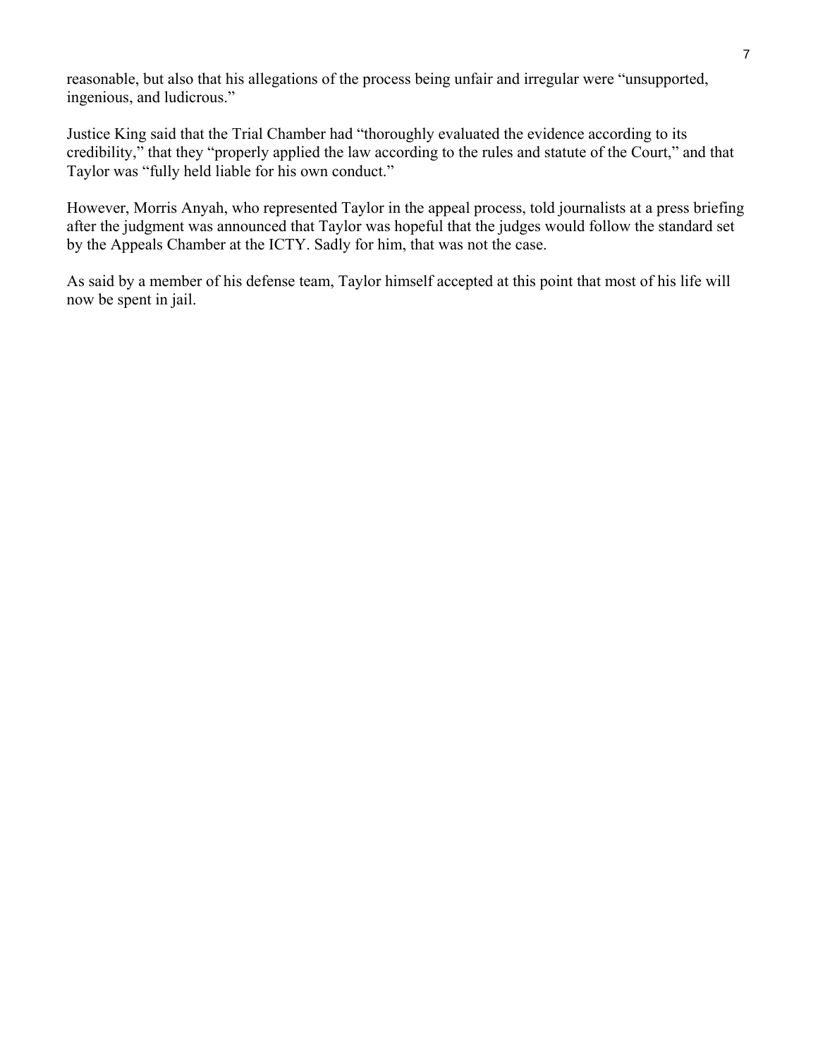reasonable, but also that his allegations of the process being unfair and irregular were "unsupported, ingenious, and ludicrous."

Justice King said that the Trial Chamber had "thoroughly evaluated the evidence according to its credibility," that they "properly applied the law according to the rules and statute of the Court," and that Taylor was "fully held liable for his own conduct."

However, Morris Anyah, who represented Taylor in the appeal process, told journalists at a press briefing after the judgment was announced that Taylor was hopeful that the judges would follow the standard set by the Appeals Chamber at the ICTY. Sadly for him, that was not the case.

As said by a member of his defense team, Taylor himself accepted at this point that most of his life will now be spent in jail.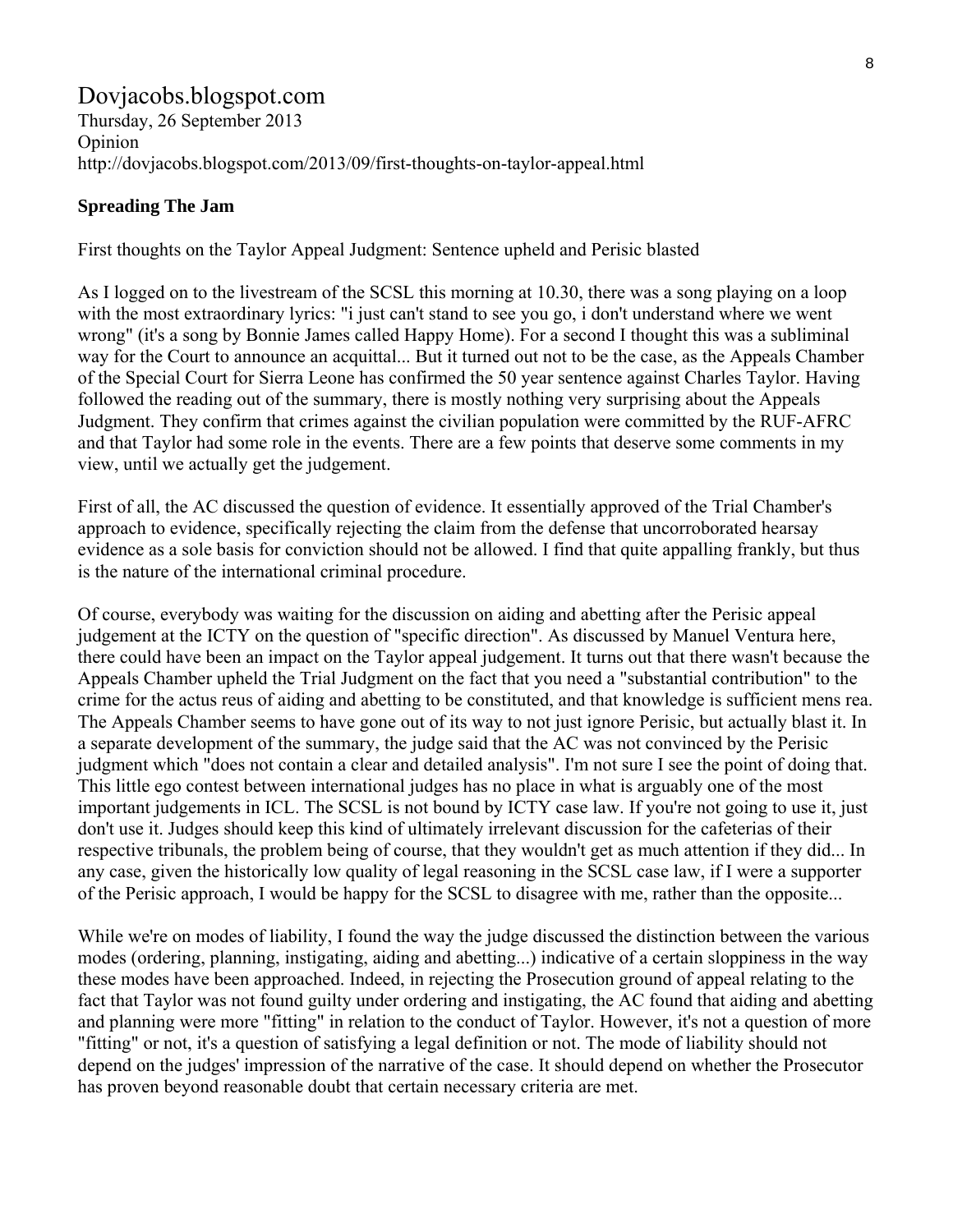Dovjacobs.blogspot.com
Thursday, 26 September 2013
Opinion
http://dovjacobs.blogspot.com/2013/09/first-thoughts-on-taylor-appeal.html

**Spreading The Jam**

First thoughts on the Taylor Appeal Judgment: Sentence upheld and Perisic blasted

As I logged on to the livestream of the SCSL this morning at 10.30, there was a song playing on a loop with the most extraordinary lyrics: "i just can't stand to see you go, i don't understand where we went wrong" (it's a song by Bonnie James called Happy Home). For a second I thought this was a subliminal way for the Court to announce an acquittal... But it turned out not to be the case, as the Appeals Chamber of the Special Court for Sierra Leone has confirmed the 50 year sentence against Charles Taylor. Having followed the reading out of the summary, there is mostly nothing very surprising about the Appeals Judgment. They confirm that crimes against the civilian population were committed by the RUF-AFRC and that Taylor had some role in the events. There are a few points that deserve some comments in my view, until we actually get the judgement.

First of all, the AC discussed the question of evidence. It essentially approved of the Trial Chamber's approach to evidence, specifically rejecting the claim from the defense that uncorroborated hearsay evidence as a sole basis for conviction should not be allowed. I find that quite appalling frankly, but thus is the nature of the international criminal procedure.

Of course, everybody was waiting for the discussion on aiding and abetting after the Perisic appeal judgement at the ICTY on the question of "specific direction". As discussed by Manuel Ventura here, there could have been an impact on the Taylor appeal judgement. It turns out that there wasn't because the Appeals Chamber upheld the Trial Judgment on the fact that you need a "substantial contribution" to the crime for the actus reus of aiding and abetting to be constituted, and that knowledge is sufficient mens rea. The Appeals Chamber seems to have gone out of its way to not just ignore Perisic, but actually blast it. In a separate development of the summary, the judge said that the AC was not convinced by the Perisic judgment which "does not contain a clear and detailed analysis". I'm not sure I see the point of doing that. This little ego contest between international judges has no place in what is arguably one of the most important judgements in ICL. The SCSL is not bound by ICTY case law. If you're not going to use it, just don't use it. Judges should keep this kind of ultimately irrelevant discussion for the cafeterias of their respective tribunals, the problem being of course, that they wouldn't get as much attention if they did... In any case, given the historically low quality of legal reasoning in the SCSL case law, if I were a supporter of the Perisic approach, I would be happy for the SCSL to disagree with me, rather than the opposite...

While we're on modes of liability, I found the way the judge discussed the distinction between the various modes (ordering, planning, instigating, aiding and abetting...) indicative of a certain sloppiness in the way these modes have been approached. Indeed, in rejecting the Prosecution ground of appeal relating to the fact that Taylor was not found guilty under ordering and instigating, the AC found that aiding and abetting and planning were more "fitting" in relation to the conduct of Taylor. However, it's not a question of more "fitting" or not, it's a question of satisfying a legal definition or not. The mode of liability should not depend on the judges' impression of the narrative of the case. It should depend on whether the Prosecutor has proven beyond reasonable doubt that certain necessary criteria are met.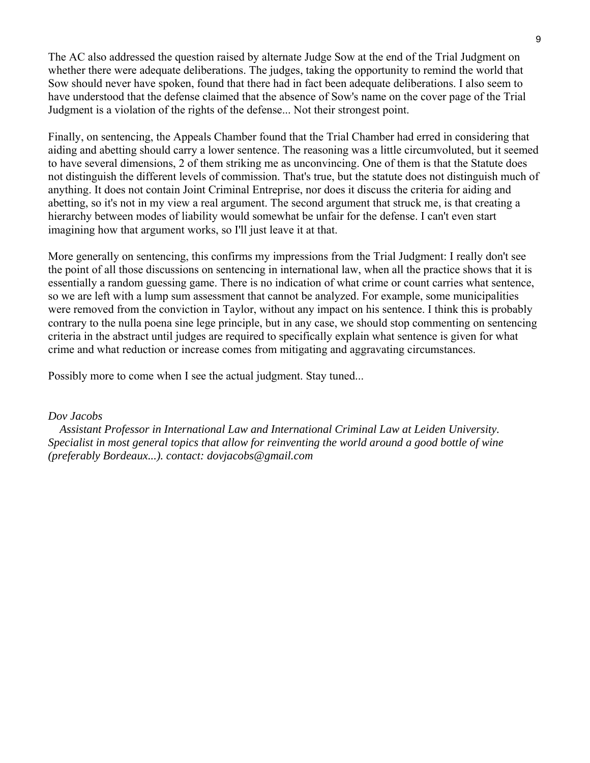The AC also addressed the question raised by alternate Judge Sow at the end of the Trial Judgment on whether there were adequate deliberations. The judges, taking the opportunity to remind the world that Sow should never have spoken, found that there had in fact been adequate deliberations. I also seem to have understood that the defense claimed that the absence of Sow's name on the cover page of the Trial Judgment is a violation of the rights of the defense... Not their strongest point.

Finally, on sentencing, the Appeals Chamber found that the Trial Chamber had erred in considering that aiding and abetting should carry a lower sentence. The reasoning was a little circumvoluted, but it seemed to have several dimensions, 2 of them striking me as unconvincing. One of them is that the Statute does not distinguish the different levels of commission. That's true, but the statute does not distinguish much of anything. It does not contain Joint Criminal Entreprise, nor does it discuss the criteria for aiding and abetting, so it's not in my view a real argument. The second argument that struck me, is that creating a hierarchy between modes of liability would somewhat be unfair for the defense. I can't even start imagining how that argument works, so I'll just leave it at that.

More generally on sentencing, this confirms my impressions from the Trial Judgment: I really don't see the point of all those discussions on sentencing in international law, when all the practice shows that it is essentially a random guessing game. There is no indication of what crime or count carries what sentence, so we are left with a lump sum assessment that cannot be analyzed. For example, some municipalities were removed from the conviction in Taylor, without any impact on his sentence. I think this is probably contrary to the nulla poena sine lege principle, but in any case, we should stop commenting on sentencing criteria in the abstract until judges are required to specifically explain what sentence is given for what crime and what reduction or increase comes from mitigating and aggravating circumstances.

Possibly more to come when I see the actual judgment. Stay tuned...

*Dov Jacobs*

*Assistant Professor in International Law and International Criminal Law at Leiden University. Specialist in most general topics that allow for reinventing the world around a good bottle of wine (preferably Bordeaux...). contact: dovjacobs@gmail.com*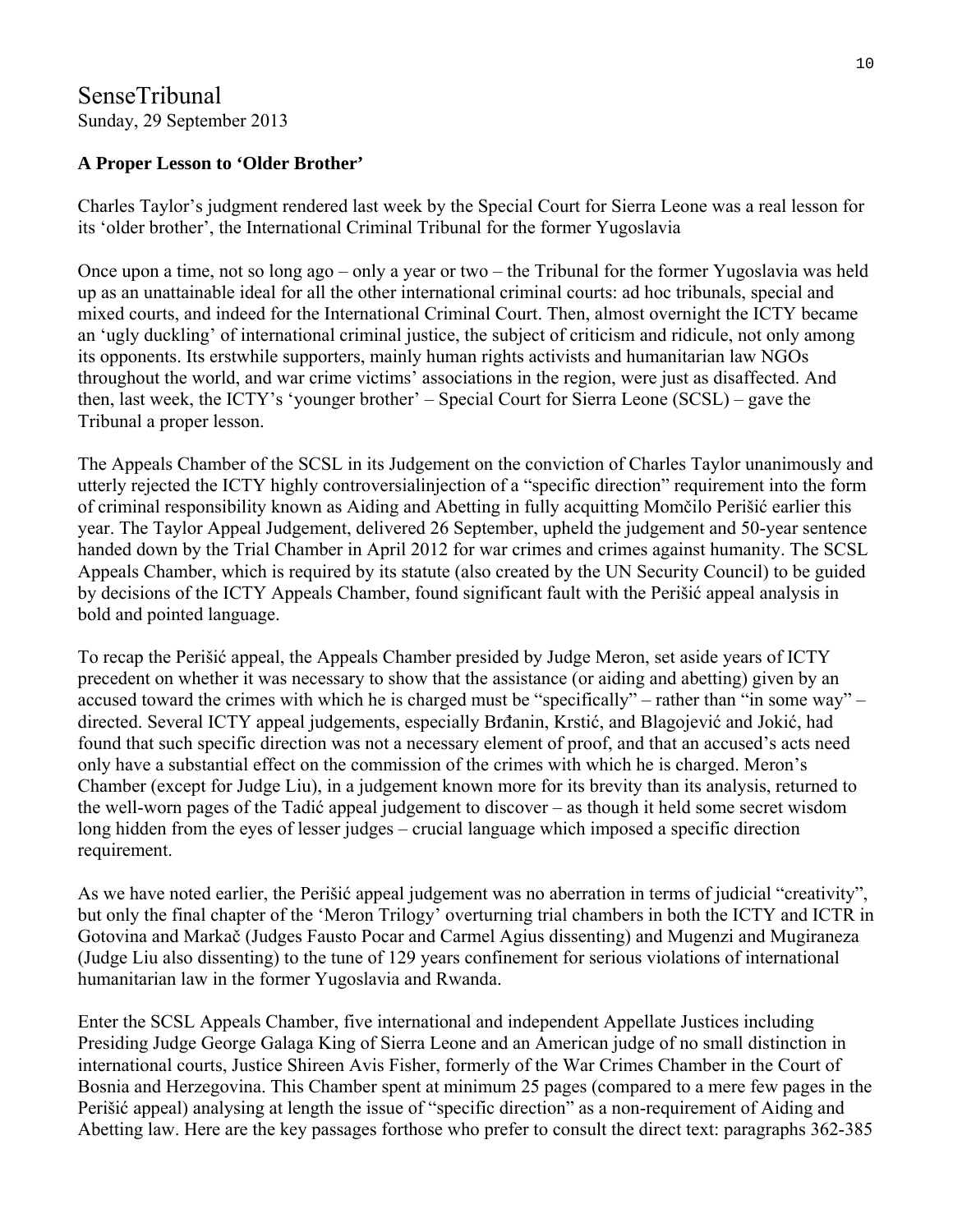SenseTribunal
Sunday, 29 September 2013

**A Proper Lesson to 'Older Brother'**

Charles Taylor's judgment rendered last week by the Special Court for Sierra Leone was a real lesson for its 'older brother', the International Criminal Tribunal for the former Yugoslavia

Once upon a time, not so long ago – only a year or two – the Tribunal for the former Yugoslavia was held up as an unattainable ideal for all the other international criminal courts: ad hoc tribunals, special and mixed courts, and indeed for the International Criminal Court. Then, almost overnight the ICTY became an 'ugly duckling' of international criminal justice, the subject of criticism and ridicule, not only among its opponents. Its erstwhile supporters, mainly human rights activists and humanitarian law NGOs throughout the world, and war crime victims' associations in the region, were just as disaffected. And then, last week, the ICTY's 'younger brother' – Special Court for Sierra Leone (SCSL) – gave the Tribunal a proper lesson.

The Appeals Chamber of the SCSL in its Judgement on the conviction of Charles Taylor unanimously and utterly rejected the ICTY highly controversialinjection of a "specific direction" requirement into the form of criminal responsibility known as Aiding and Abetting in fully acquitting Momčilo Perišić earlier this year. The Taylor Appeal Judgement, delivered 26 September, upheld the judgement and 50-year sentence handed down by the Trial Chamber in April 2012 for war crimes and crimes against humanity. The SCSL Appeals Chamber, which is required by its statute (also created by the UN Security Council) to be guided by decisions of the ICTY Appeals Chamber, found significant fault with the Perišić appeal analysis in bold and pointed language.

To recap the Perišić appeal, the Appeals Chamber presided by Judge Meron, set aside years of ICTY precedent on whether it was necessary to show that the assistance (or aiding and abetting) given by an accused toward the crimes with which he is charged must be "specifically" – rather than "in some way" – directed. Several ICTY appeal judgements, especially Brđanin, Krstić, and Blagojević and Jokić, had found that such specific direction was not a necessary element of proof, and that an accused's acts need only have a substantial effect on the commission of the crimes with which he is charged. Meron's Chamber (except for Judge Liu), in a judgement known more for its brevity than its analysis, returned to the well-worn pages of the Tadić appeal judgement to discover – as though it held some secret wisdom long hidden from the eyes of lesser judges – crucial language which imposed a specific direction requirement.

As we have noted earlier, the Perišić appeal judgement was no aberration in terms of judicial "creativity", but only the final chapter of the 'Meron Trilogy' overturning trial chambers in both the ICTY and ICTR in Gotovina and Markač (Judges Fausto Pocar and Carmel Agius dissenting) and Mugenzi and Mugiraneza (Judge Liu also dissenting) to the tune of 129 years confinement for serious violations of international humanitarian law in the former Yugoslavia and Rwanda.

Enter the SCSL Appeals Chamber, five international and independent Appellate Justices including Presiding Judge George Galaga King of Sierra Leone and an American judge of no small distinction in international courts, Justice Shireen Avis Fisher, formerly of the War Crimes Chamber in the Court of Bosnia and Herzegovina. This Chamber spent at minimum 25 pages (compared to a mere few pages in the Perišić appeal) analysing at length the issue of "specific direction" as a non-requirement of Aiding and Abetting law. Here are the key passages forthose who prefer to consult the direct text: paragraphs 362-385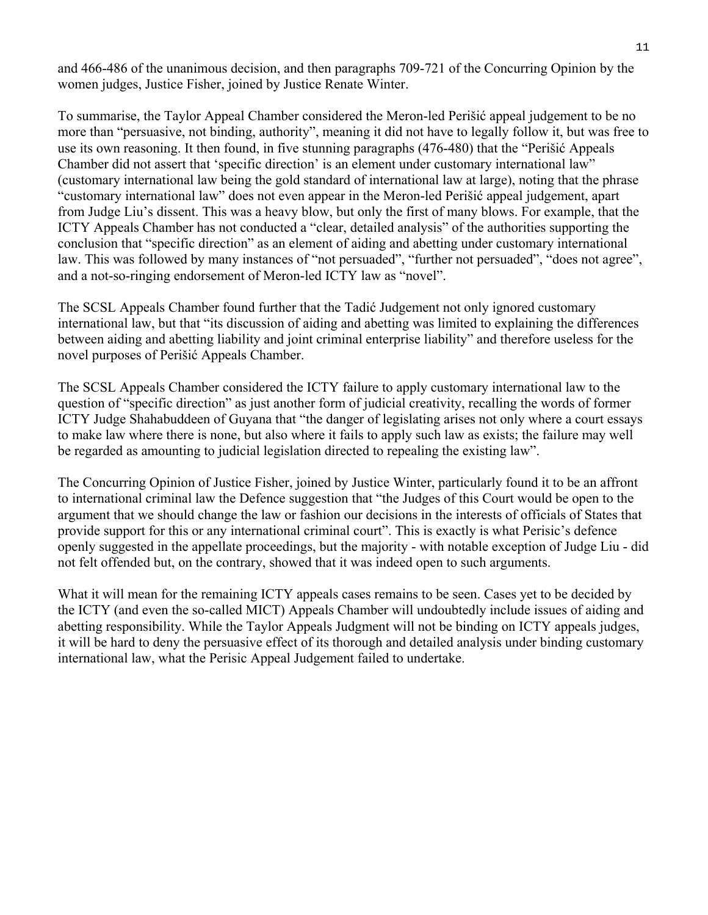and 466-486 of the unanimous decision, and then paragraphs 709-721 of the Concurring Opinion by the women judges, Justice Fisher, joined by Justice Renate Winter.

To summarise, the Taylor Appeal Chamber considered the Meron-led Perišić appeal judgement to be no more than "persuasive, not binding, authority", meaning it did not have to legally follow it, but was free to use its own reasoning. It then found, in five stunning paragraphs (476-480) that the "Perišić Appeals Chamber did not assert that 'specific direction' is an element under customary international law" (customary international law being the gold standard of international law at large), noting that the phrase "customary international law" does not even appear in the Meron-led Perišić appeal judgement, apart from Judge Liu's dissent. This was a heavy blow, but only the first of many blows. For example, that the ICTY Appeals Chamber has not conducted a "clear, detailed analysis" of the authorities supporting the conclusion that "specific direction" as an element of aiding and abetting under customary international law. This was followed by many instances of "not persuaded", "further not persuaded", "does not agree", and a not-so-ringing endorsement of Meron-led ICTY law as "novel".

The SCSL Appeals Chamber found further that the Tadić Judgement not only ignored customary international law, but that "its discussion of aiding and abetting was limited to explaining the differences between aiding and abetting liability and joint criminal enterprise liability" and therefore useless for the novel purposes of Perišić Appeals Chamber.

The SCSL Appeals Chamber considered the ICTY failure to apply customary international law to the question of "specific direction" as just another form of judicial creativity, recalling the words of former ICTY Judge Shahabuddeen of Guyana that "the danger of legislating arises not only where a court essays to make law where there is none, but also where it fails to apply such law as exists; the failure may well be regarded as amounting to judicial legislation directed to repealing the existing law".

The Concurring Opinion of Justice Fisher, joined by Justice Winter, particularly found it to be an affront to international criminal law the Defence suggestion that "the Judges of this Court would be open to the argument that we should change the law or fashion our decisions in the interests of officials of States that provide support for this or any international criminal court". This is exactly is what Perisic's defence openly suggested in the appellate proceedings, but the majority - with notable exception of Judge Liu - did not felt offended but, on the contrary, showed that it was indeed open to such arguments.

What it will mean for the remaining ICTY appeals cases remains to be seen. Cases yet to be decided by the ICTY (and even the so-called MICT) Appeals Chamber will undoubtedly include issues of aiding and abetting responsibility. While the Taylor Appeals Judgment will not be binding on ICTY appeals judges, it will be hard to deny the persuasive effect of its thorough and detailed analysis under binding customary international law, what the Perisic Appeal Judgement failed to undertake.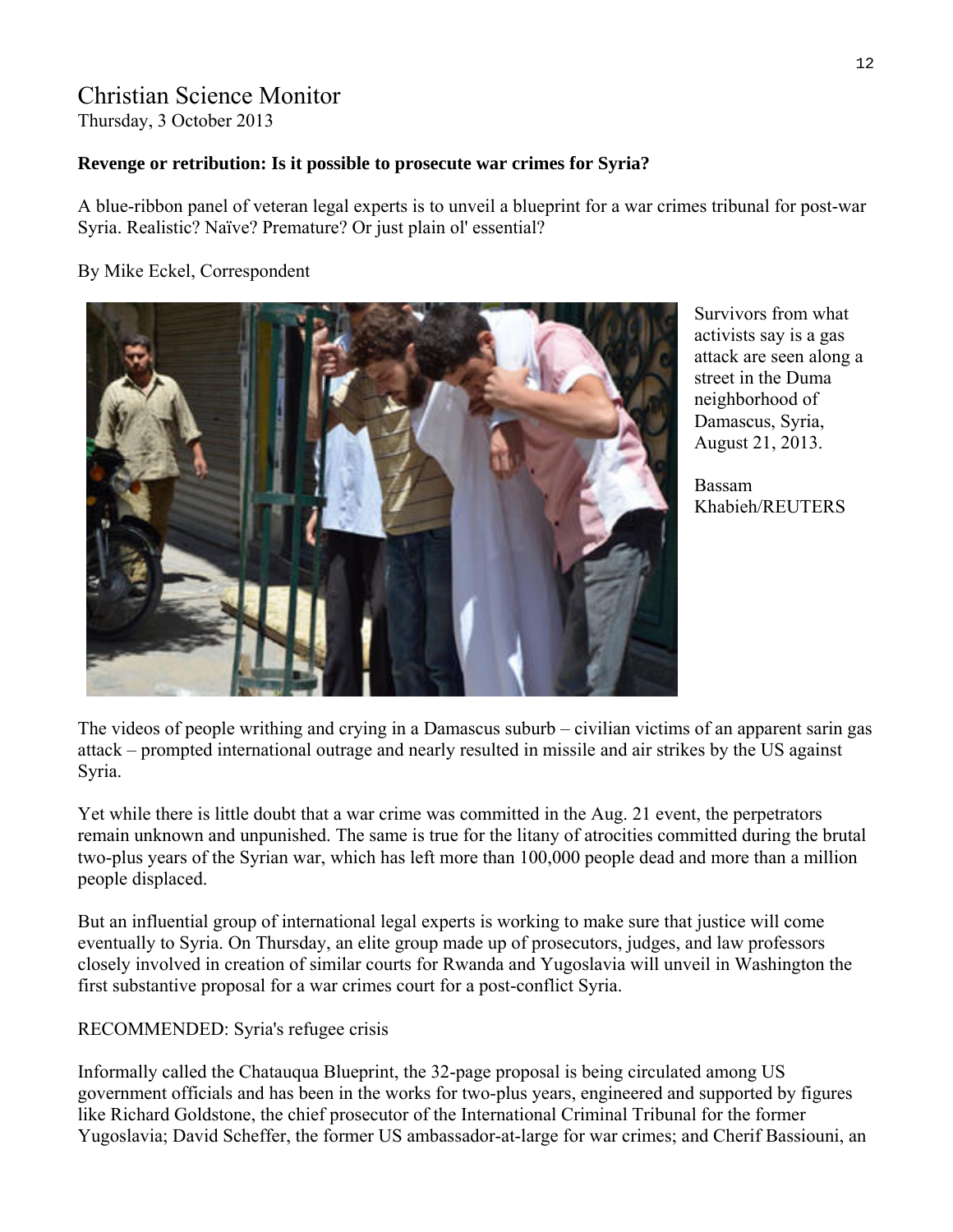# Christian Science Monitor

Thursday, 3 October 2013

**Revenge or retribution: Is it possible to prosecute war crimes for Syria?**

A blue-ribbon panel of veteran legal experts is to unveil a blueprint for a war crimes tribunal for post-war Syria. Realistic? Naïve? Premature? Or just plain ol' essential?

By Mike Eckel, Correspondent

Survivors from what activists say is a gas attack are seen along a street in the Duma neighborhood of Damascus, Syria, August 21, 2013.

Bassam Khabieh/REUTERS

The videos of people writhing and crying in a Damascus suburb – civilian victims of an apparent sarin gas attack – prompted international outrage and nearly resulted in missile and air strikes by the US against Syria.

Yet while there is little doubt that a war crime was committed in the Aug. 21 event, the perpetrators remain unknown and unpunished. The same is true for the litany of atrocities committed during the brutal two-plus years of the Syrian war, which has left more than 100,000 people dead and more than a million people displaced.

But an influential group of international legal experts is working to make sure that justice will come eventually to Syria. On Thursday, an elite group made up of prosecutors, judges, and law professors closely involved in creation of similar courts for Rwanda and Yugoslavia will unveil in Washington the first substantive proposal for a war crimes court for a post-conflict Syria.

RECOMMENDED: Syria's refugee crisis

Informally called the Chatauqua Blueprint, the 32-page proposal is being circulated among US government officials and has been in the works for two-plus years, engineered and supported by figures like Richard Goldstone, the chief prosecutor of the International Criminal Tribunal for the former Yugoslavia; David Scheffer, the former US ambassador-at-large for war crimes; and Cherif Bassiouni, an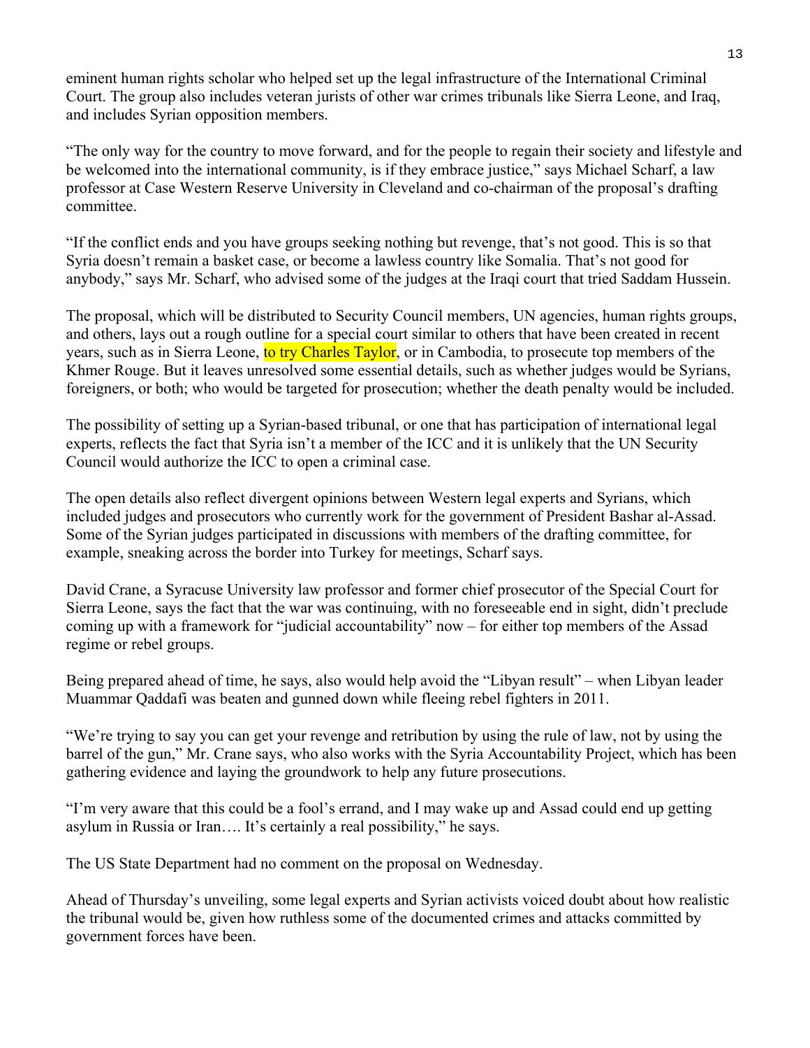eminent human rights scholar who helped set up the legal infrastructure of the International Criminal Court. The group also includes veteran jurists of other war crimes tribunals like Sierra Leone, and Iraq, and includes Syrian opposition members.

"The only way for the country to move forward, and for the people to regain their society and lifestyle and be welcomed into the international community, is if they embrace justice," says Michael Scharf, a law professor at Case Western Reserve University in Cleveland and co-chairman of the proposal's drafting committee.

"If the conflict ends and you have groups seeking nothing but revenge, that's not good. This is so that Syria doesn't remain a basket case, or become a lawless country like Somalia. That's not good for anybody," says Mr. Scharf, who advised some of the judges at the Iraqi court that tried Saddam Hussein.

The proposal, which will be distributed to Security Council members, UN agencies, human rights groups, and others, lays out a rough outline for a special court similar to others that have been created in recent years, such as in Sierra Leone, to try Charles Taylor, or in Cambodia, to prosecute top members of the Khmer Rouge. But it leaves unresolved some essential details, such as whether judges would be Syrians, foreigners, or both; who would be targeted for prosecution; whether the death penalty would be included.

The possibility of setting up a Syrian-based tribunal, or one that has participation of international legal experts, reflects the fact that Syria isn't a member of the ICC and it is unlikely that the UN Security Council would authorize the ICC to open a criminal case.

The open details also reflect divergent opinions between Western legal experts and Syrians, which included judges and prosecutors who currently work for the government of President Bashar al-Assad. Some of the Syrian judges participated in discussions with members of the drafting committee, for example, sneaking across the border into Turkey for meetings, Scharf says.

David Crane, a Syracuse University law professor and former chief prosecutor of the Special Court for Sierra Leone, says the fact that the war was continuing, with no foreseeable end in sight, didn't preclude coming up with a framework for "judicial accountability" now – for either top members of the Assad regime or rebel groups.

Being prepared ahead of time, he says, also would help avoid the "Libyan result" – when Libyan leader Muammar Qaddafi was beaten and gunned down while fleeing rebel fighters in 2011.

"We're trying to say you can get your revenge and retribution by using the rule of law, not by using the barrel of the gun," Mr. Crane says, who also works with the Syria Accountability Project, which has been gathering evidence and laying the groundwork to help any future prosecutions.

"I'm very aware that this could be a fool's errand, and I may wake up and Assad could end up getting asylum in Russia or Iran…. It's certainly a real possibility," he says.

The US State Department had no comment on the proposal on Wednesday.

Ahead of Thursday's unveiling, some legal experts and Syrian activists voiced doubt about how realistic the tribunal would be, given how ruthless some of the documented crimes and attacks committed by government forces have been.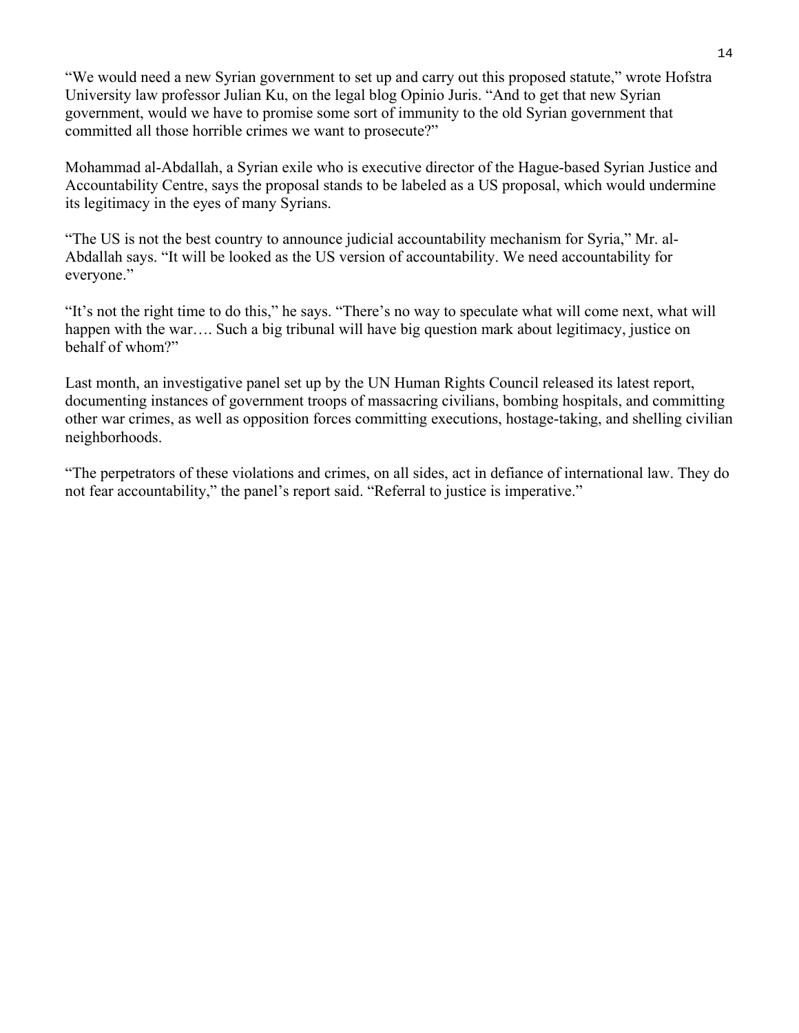"We would need a new Syrian government to set up and carry out this proposed statute," wrote Hofstra University law professor Julian Ku, on the legal blog Opinio Juris. "And to get that new Syrian government, would we have to promise some sort of immunity to the old Syrian government that committed all those horrible crimes we want to prosecute?"

Mohammad al-Abdallah, a Syrian exile who is executive director of the Hague-based Syrian Justice and Accountability Centre, says the proposal stands to be labeled as a US proposal, which would undermine its legitimacy in the eyes of many Syrians.

"The US is not the best country to announce judicial accountability mechanism for Syria," Mr. al-Abdallah says. "It will be looked as the US version of accountability. We need accountability for everyone."

"It's not the right time to do this," he says. "There's no way to speculate what will come next, what will happen with the war…. Such a big tribunal will have big question mark about legitimacy, justice on behalf of whom?"

Last month, an investigative panel set up by the UN Human Rights Council released its latest report, documenting instances of government troops of massacring civilians, bombing hospitals, and committing other war crimes, as well as opposition forces committing executions, hostage-taking, and shelling civilian neighborhoods.

"The perpetrators of these violations and crimes, on all sides, act in defiance of international law. They do not fear accountability," the panel's report said. "Referral to justice is imperative."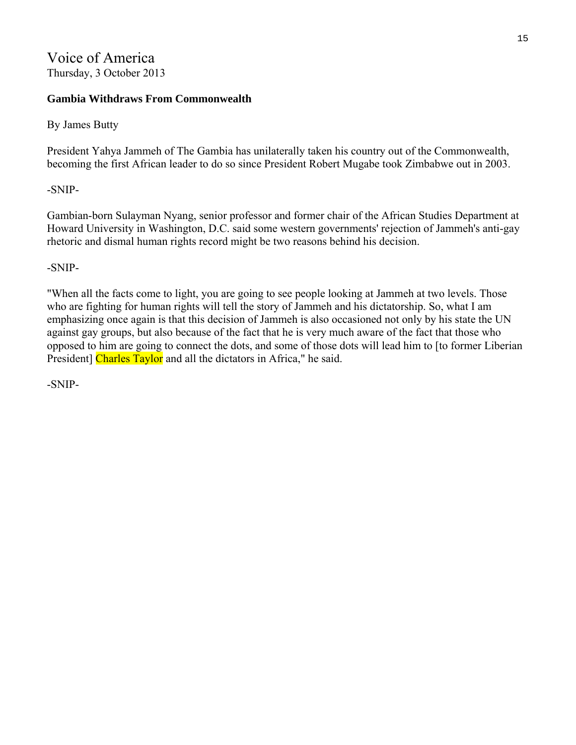Voice of America
Thursday, 3 October 2013

**Gambia Withdraws From Commonwealth**

By James Butty

President Yahya Jammeh of The Gambia has unilaterally taken his country out of the Commonwealth, becoming the first African leader to do so since President Robert Mugabe took Zimbabwe out in 2003.

-SNIP-

Gambian-born Sulayman Nyang, senior professor and former chair of the African Studies Department at Howard University in Washington, D.C. said some western governments' rejection of Jammeh's anti-gay rhetoric and dismal human rights record might be two reasons behind his decision.

-SNIP-

"When all the facts come to light, you are going to see people looking at Jammeh at two levels. Those who are fighting for human rights will tell the story of Jammeh and his dictatorship. So, what I am emphasizing once again is that this decision of Jammeh is also occasioned not only by his state the UN against gay groups, but also because of the fact that he is very much aware of the fact that those who opposed to him are going to connect the dots, and some of those dots will lead him to [to former Liberian President] Charles Taylor and all the dictators in Africa," he said.

-SNIP-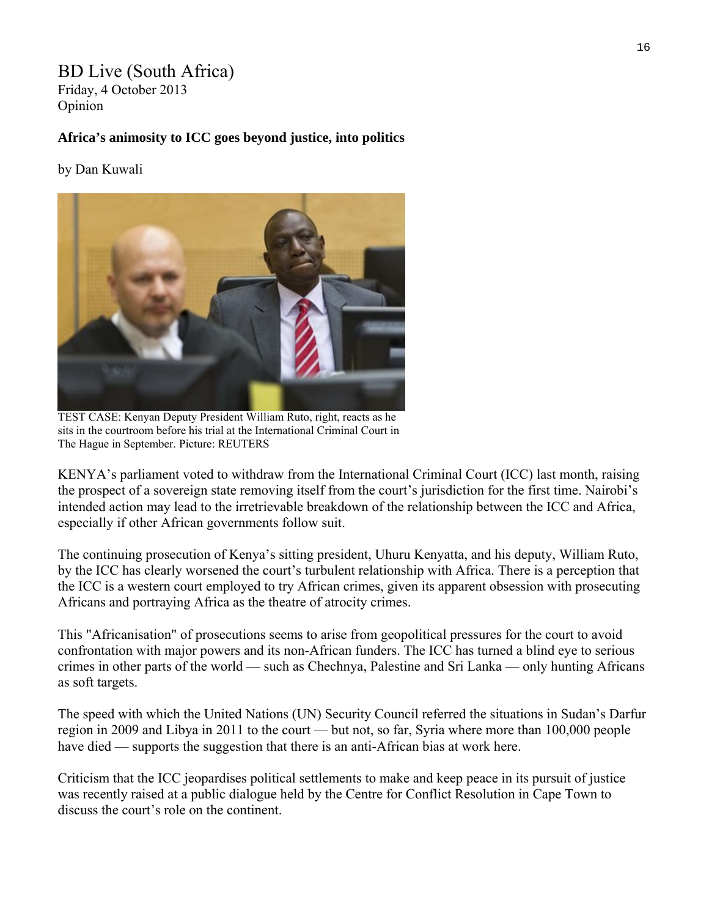BD Live (South Africa)
Friday, 4 October 2013
Opinion

**Africa's animosity to ICC goes beyond justice, into politics**

by Dan Kuwali

TEST CASE: Kenyan Deputy President William Ruto, right, reacts as he sits in the courtroom before his trial at the International Criminal Court in The Hague in September. Picture: REUTERS

KENYA's parliament voted to withdraw from the International Criminal Court (ICC) last month, raising the prospect of a sovereign state removing itself from the court's jurisdiction for the first time. Nairobi's intended action may lead to the irretrievable breakdown of the relationship between the ICC and Africa, especially if other African governments follow suit.

The continuing prosecution of Kenya's sitting president, Uhuru Kenyatta, and his deputy, William Ruto, by the ICC has clearly worsened the court's turbulent relationship with Africa. There is a perception that the ICC is a western court employed to try African crimes, given its apparent obsession with prosecuting Africans and portraying Africa as the theatre of atrocity crimes.

This "Africanisation" of prosecutions seems to arise from geopolitical pressures for the court to avoid confrontation with major powers and its non-African funders. The ICC has turned a blind eye to serious crimes in other parts of the world — such as Chechnya, Palestine and Sri Lanka — only hunting Africans as soft targets.

The speed with which the United Nations (UN) Security Council referred the situations in Sudan's Darfur region in 2009 and Libya in 2011 to the court — but not, so far, Syria where more than 100,000 people have died — supports the suggestion that there is an anti-African bias at work here.

Criticism that the ICC jeopardises political settlements to make and keep peace in its pursuit of justice was recently raised at a public dialogue held by the Centre for Conflict Resolution in Cape Town to discuss the court's role on the continent.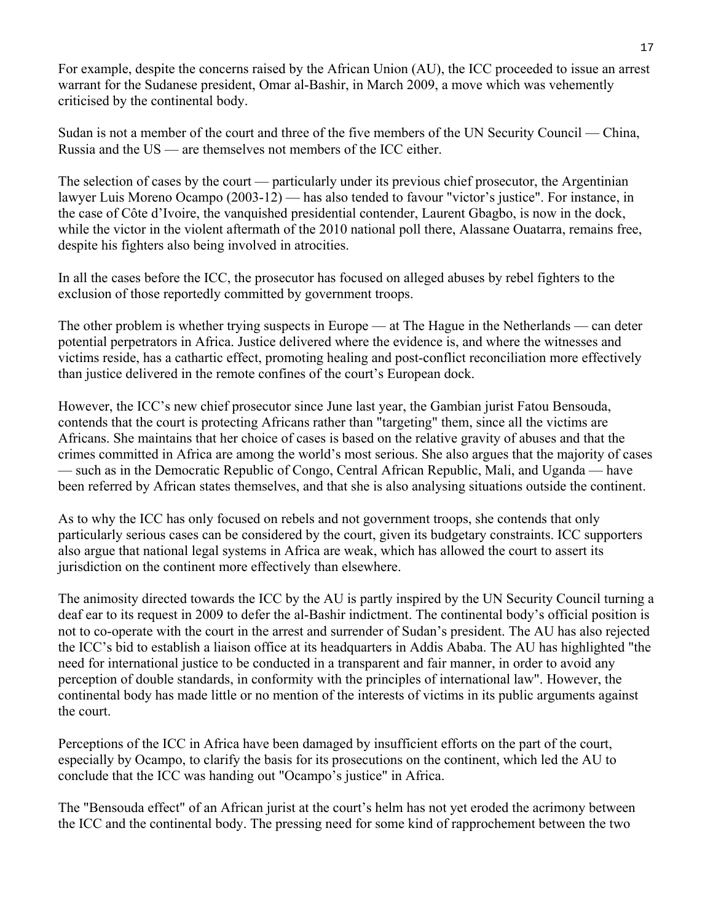For example, despite the concerns raised by the African Union (AU), the ICC proceeded to issue an arrest warrant for the Sudanese president, Omar al-Bashir, in March 2009, a move which was vehemently criticised by the continental body.

Sudan is not a member of the court and three of the five members of the UN Security Council — China, Russia and the US — are themselves not members of the ICC either.

The selection of cases by the court — particularly under its previous chief prosecutor, the Argentinian lawyer Luis Moreno Ocampo (2003-12) — has also tended to favour "victor's justice". For instance, in the case of Côte d'Ivoire, the vanquished presidential contender, Laurent Gbagbo, is now in the dock, while the victor in the violent aftermath of the 2010 national poll there, Alassane Ouatarra, remains free, despite his fighters also being involved in atrocities.

In all the cases before the ICC, the prosecutor has focused on alleged abuses by rebel fighters to the exclusion of those reportedly committed by government troops.

The other problem is whether trying suspects in Europe — at The Hague in the Netherlands — can deter potential perpetrators in Africa. Justice delivered where the evidence is, and where the witnesses and victims reside, has a cathartic effect, promoting healing and post-conflict reconciliation more effectively than justice delivered in the remote confines of the court's European dock.

However, the ICC's new chief prosecutor since June last year, the Gambian jurist Fatou Bensouda, contends that the court is protecting Africans rather than "targeting" them, since all the victims are Africans. She maintains that her choice of cases is based on the relative gravity of abuses and that the crimes committed in Africa are among the world's most serious. She also argues that the majority of cases — such as in the Democratic Republic of Congo, Central African Republic, Mali, and Uganda — have been referred by African states themselves, and that she is also analysing situations outside the continent.

As to why the ICC has only focused on rebels and not government troops, she contends that only particularly serious cases can be considered by the court, given its budgetary constraints. ICC supporters also argue that national legal systems in Africa are weak, which has allowed the court to assert its jurisdiction on the continent more effectively than elsewhere.

The animosity directed towards the ICC by the AU is partly inspired by the UN Security Council turning a deaf ear to its request in 2009 to defer the al-Bashir indictment. The continental body's official position is not to co-operate with the court in the arrest and surrender of Sudan's president. The AU has also rejected the ICC's bid to establish a liaison office at its headquarters in Addis Ababa. The AU has highlighted "the need for international justice to be conducted in a transparent and fair manner, in order to avoid any perception of double standards, in conformity with the principles of international law". However, the continental body has made little or no mention of the interests of victims in its public arguments against the court.

Perceptions of the ICC in Africa have been damaged by insufficient efforts on the part of the court, especially by Ocampo, to clarify the basis for its prosecutions on the continent, which led the AU to conclude that the ICC was handing out "Ocampo's justice" in Africa.

The "Bensouda effect" of an African jurist at the court's helm has not yet eroded the acrimony between the ICC and the continental body. The pressing need for some kind of rapprochement between the two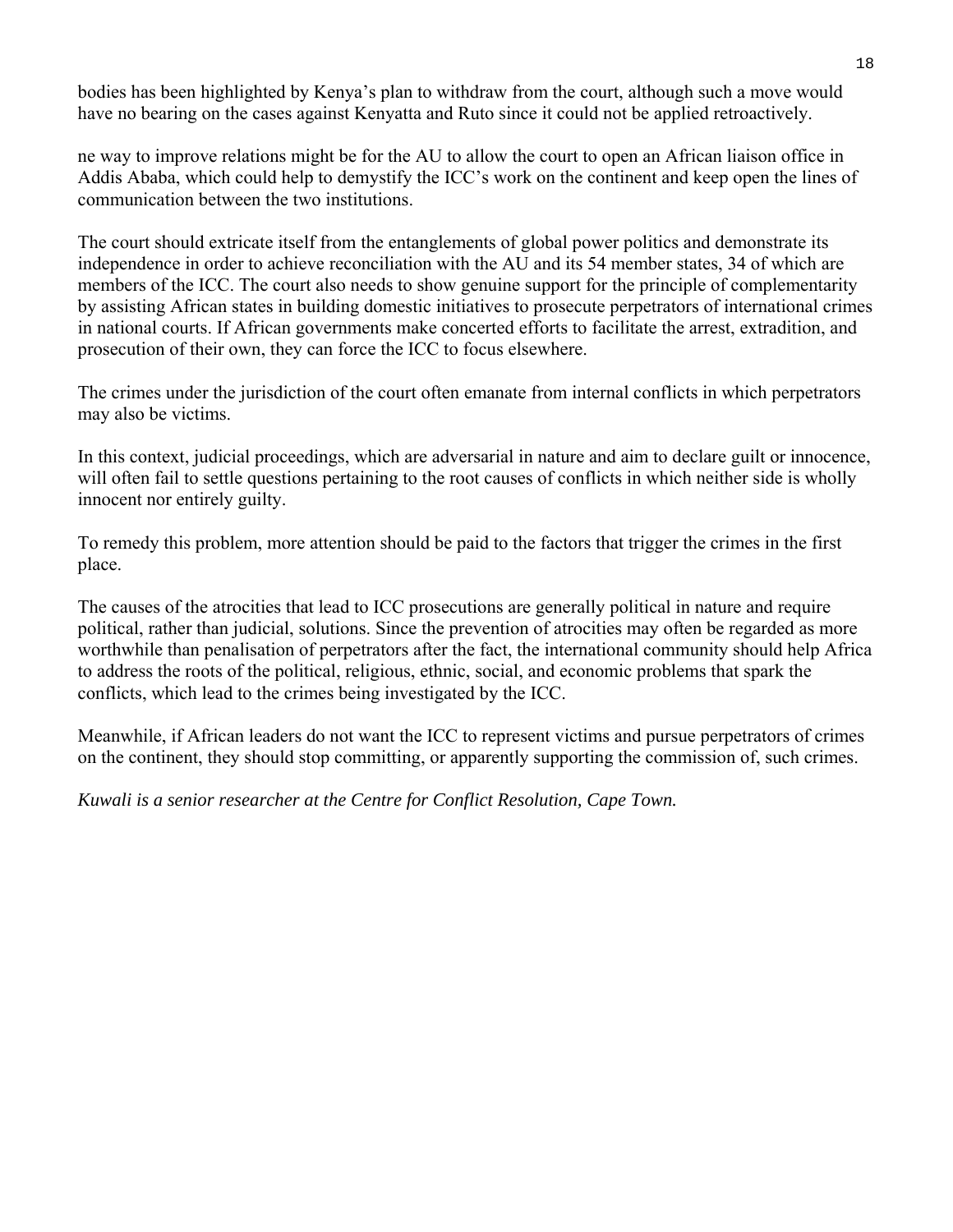bodies has been highlighted by Kenya's plan to withdraw from the court, although such a move would have no bearing on the cases against Kenyatta and Ruto since it could not be applied retroactively.

ne way to improve relations might be for the AU to allow the court to open an African liaison office in Addis Ababa, which could help to demystify the ICC's work on the continent and keep open the lines of communication between the two institutions.

The court should extricate itself from the entanglements of global power politics and demonstrate its independence in order to achieve reconciliation with the AU and its 54 member states, 34 of which are members of the ICC. The court also needs to show genuine support for the principle of complementarity by assisting African states in building domestic initiatives to prosecute perpetrators of international crimes in national courts. If African governments make concerted efforts to facilitate the arrest, extradition, and prosecution of their own, they can force the ICC to focus elsewhere.

The crimes under the jurisdiction of the court often emanate from internal conflicts in which perpetrators may also be victims.

In this context, judicial proceedings, which are adversarial in nature and aim to declare guilt or innocence, will often fail to settle questions pertaining to the root causes of conflicts in which neither side is wholly innocent nor entirely guilty.

To remedy this problem, more attention should be paid to the factors that trigger the crimes in the first place.

The causes of the atrocities that lead to ICC prosecutions are generally political in nature and require political, rather than judicial, solutions. Since the prevention of atrocities may often be regarded as more worthwhile than penalisation of perpetrators after the fact, the international community should help Africa to address the roots of the political, religious, ethnic, social, and economic problems that spark the conflicts, which lead to the crimes being investigated by the ICC.

Meanwhile, if African leaders do not want the ICC to represent victims and pursue perpetrators of crimes on the continent, they should stop committing, or apparently supporting the commission of, such crimes.

*Kuwali is a senior researcher at the Centre for Conflict Resolution, Cape Town.*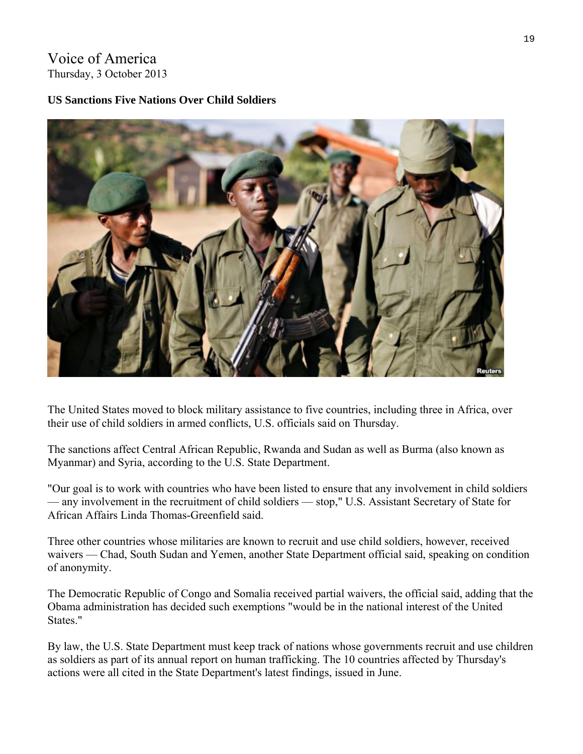Voice of America
Thursday, 3 October 2013

**US Sanctions Five Nations Over Child Soldiers**

The United States moved to block military assistance to five countries, including three in Africa, over their use of child soldiers in armed conflicts, U.S. officials said on Thursday.

The sanctions affect Central African Republic, Rwanda and Sudan as well as Burma (also known as Myanmar) and Syria, according to the U.S. State Department.

"Our goal is to work with countries who have been listed to ensure that any involvement in child soldiers — any involvement in the recruitment of child soldiers — stop," U.S. Assistant Secretary of State for African Affairs Linda Thomas-Greenfield said.

Three other countries whose militaries are known to recruit and use child soldiers, however, received waivers — Chad, South Sudan and Yemen, another State Department official said, speaking on condition of anonymity.

The Democratic Republic of Congo and Somalia received partial waivers, the official said, adding that the Obama administration has decided such exemptions "would be in the national interest of the United States."

By law, the U.S. State Department must keep track of nations whose governments recruit and use children as soldiers as part of its annual report on human trafficking. The 10 countries affected by Thursday's actions were all cited in the State Department's latest findings, issued in June.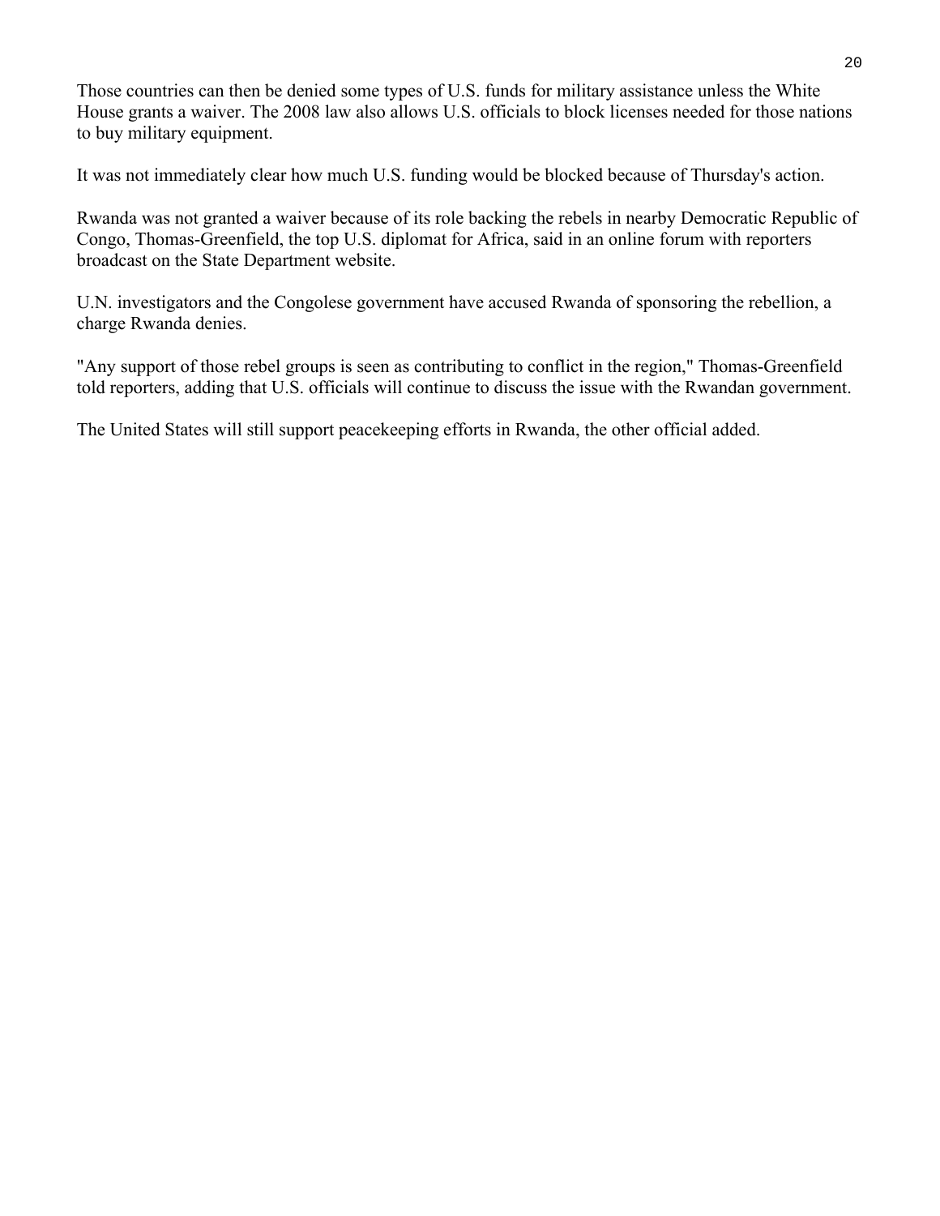Those countries can then be denied some types of U.S. funds for military assistance unless the White House grants a waiver. The 2008 law also allows U.S. officials to block licenses needed for those nations to buy military equipment.

It was not immediately clear how much U.S. funding would be blocked because of Thursday's action.

Rwanda was not granted a waiver because of its role backing the rebels in nearby Democratic Republic of Congo, Thomas-Greenfield, the top U.S. diplomat for Africa, said in an online forum with reporters broadcast on the State Department website.

U.N. investigators and the Congolese government have accused Rwanda of sponsoring the rebellion, a charge Rwanda denies.

"Any support of those rebel groups is seen as contributing to conflict in the region," Thomas-Greenfield told reporters, adding that U.S. officials will continue to discuss the issue with the Rwandan government.

The United States will still support peacekeeping efforts in Rwanda, the other official added.